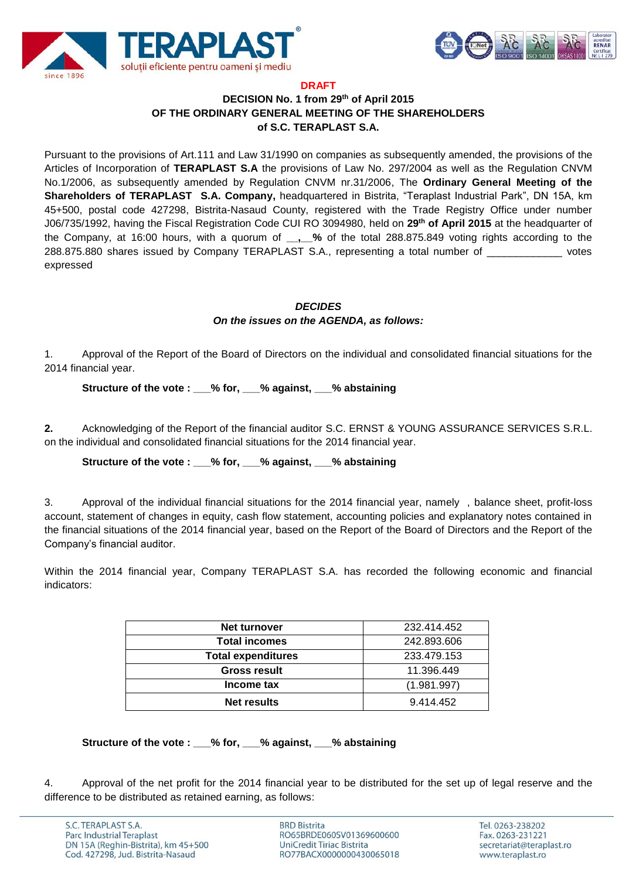**DRAFT**

**DECISION No. 1 from 29th of April 2015**
**OF THE ORDINARY GENERAL MEETING OF THE SHAREHOLDERS**
**of S.C. TERAPLAST S.A.**

Pursuant to the provisions of Art.111 and Law 31/1990 on companies as subsequently amended, the provisions of the Articles of Incorporation of **TERAPLAST S.A** the provisions of Law No. 297/2004 as well as the Regulation CNVM No.1/2006, as subsequently amended by Regulation CNVM nr.31/2006, The **Ordinary General Meeting of the Shareholders of TERAPLAST S.A. Company,** headquartered in Bistrita, "Teraplast Industrial Park", DN 15A, km 45+500, postal code 427298, Bistrita-Nasaud County, registered with the Trade Registry Office under number J06/735/1992, having the Fiscal Registration Code CUI RO 3094980, held on **29th of April 2015** at the headquarter of the Company, at 16:00 hours, with a quorum of **__,__%** of the total 288.875.849 voting rights according to the 288.875.880 shares issued by Company TERAPLAST S.A., representing a total number of _____________ votes expressed

***DECIDES***
***On the issues on the AGENDA, as follows:***

1. Approval of the Report of the Board of Directors on the individual and consolidated financial situations for the 2014 financial year.

**Structure of the vote : ___% for, ___% against, ___% abstaining**

**2.** Acknowledging of the Report of the financial auditor S.C. ERNST & YOUNG ASSURANCE SERVICES S.R.L. on the individual and consolidated financial situations for the 2014 financial year.

**Structure of the vote : ___% for, ___% against, ___% abstaining**

3. Approval of the individual financial situations for the 2014 financial year, namely , balance sheet, profit-loss account, statement of changes in equity, cash flow statement, accounting policies and explanatory notes contained in the financial situations of the 2014 financial year, based on the Report of the Board of Directors and the Report of the Company's financial auditor.

Within the 2014 financial year, Company TERAPLAST S.A. has recorded the following economic and financial indicators:

| | |
|---|---|
| **Net turnover** | 232.414.452 |
| **Total incomes** | 242.893.606 |
| **Total expenditures** | 233.479.153 |
| **Gross result** | 11.396.449 |
| **Income tax** | (1.981.997) |
| **Net results** | 9.414.452 |

**Structure of the vote : ___% for, ___% against, ___% abstaining**

4. Approval of the net profit for the 2014 financial year to be distributed for the set up of legal reserve and the difference to be distributed as retained earning, as follows: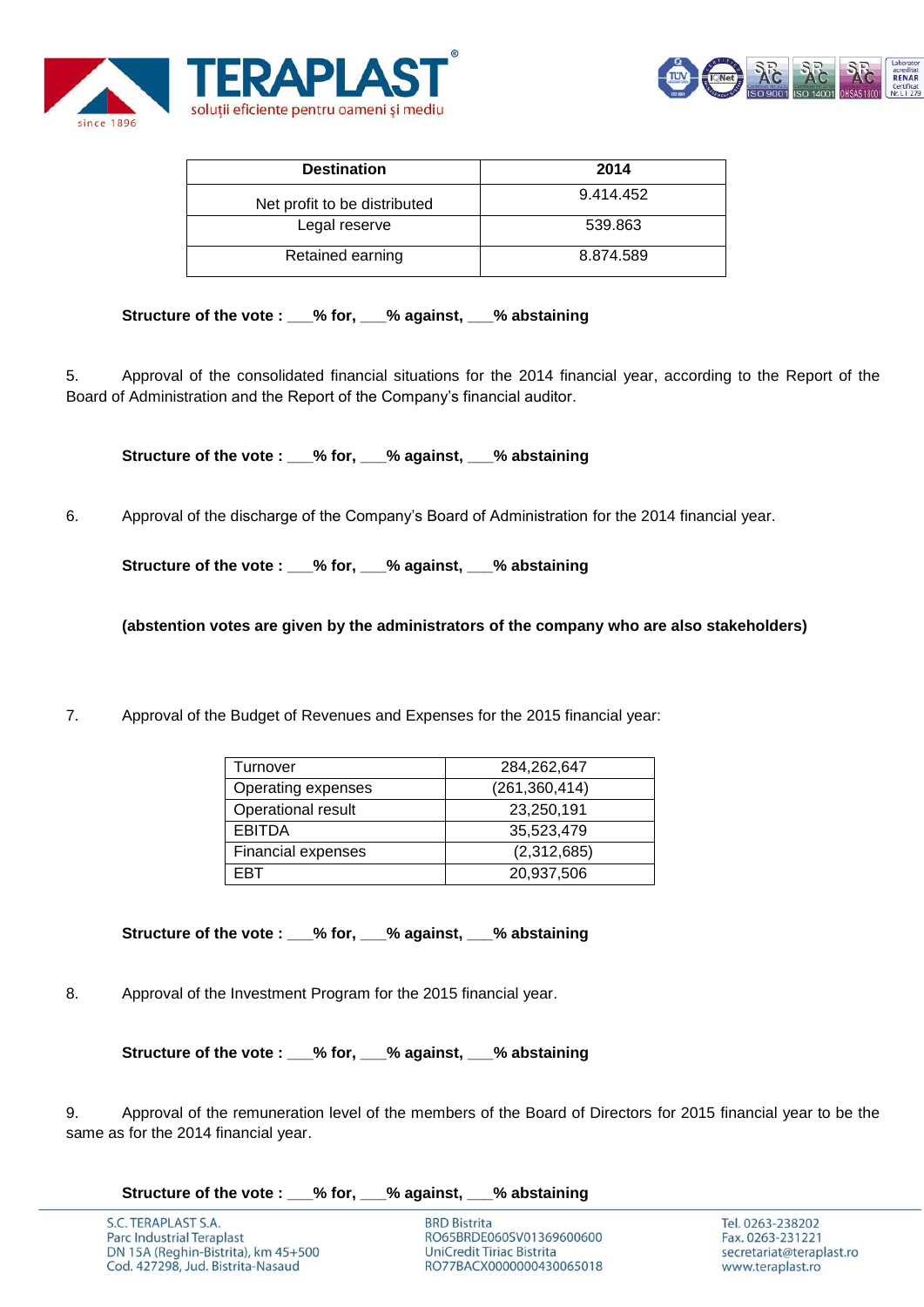| Destination | 2014 |
|---|---|
| Net profit to be distributed | 9.414.452 |
| Legal reserve | 539.863 |
| Retained earning | 8.874.589 |

**Structure of the vote : ___% for, ___% against, ___% abstaining**

5. Approval of the consolidated financial situations for the 2014 financial year, according to the Report of the Board of Administration and the Report of the Company's financial auditor.

**Structure of the vote : ___% for, ___% against, ___% abstaining**

6. Approval of the discharge of the Company's Board of Administration for the 2014 financial year.

**Structure of the vote : ___% for, ___% against, ___% abstaining**

**(abstention votes are given by the administrators of the company who are also stakeholders)**

7. Approval of the Budget of Revenues and Expenses for the 2015 financial year:

| | |
|---|---|
| Turnover | 284,262,647 |
| Operating expenses | (261,360,414) |
| Operational result | 23,250,191 |
| EBITDA | 35,523,479 |
| Financial expenses | (2,312,685) |
| EBT | 20,937,506 |

**Structure of the vote : ___% for, ___% against, ___% abstaining**

8. Approval of the Investment Program for the 2015 financial year.

**Structure of the vote : ___% for, ___% against, ___% abstaining**

9. Approval of the remuneration level of the members of the Board of Directors for 2015 financial year to be the same as for the 2014 financial year.

**Structure of the vote : ___% for, ___% against, ___% abstaining**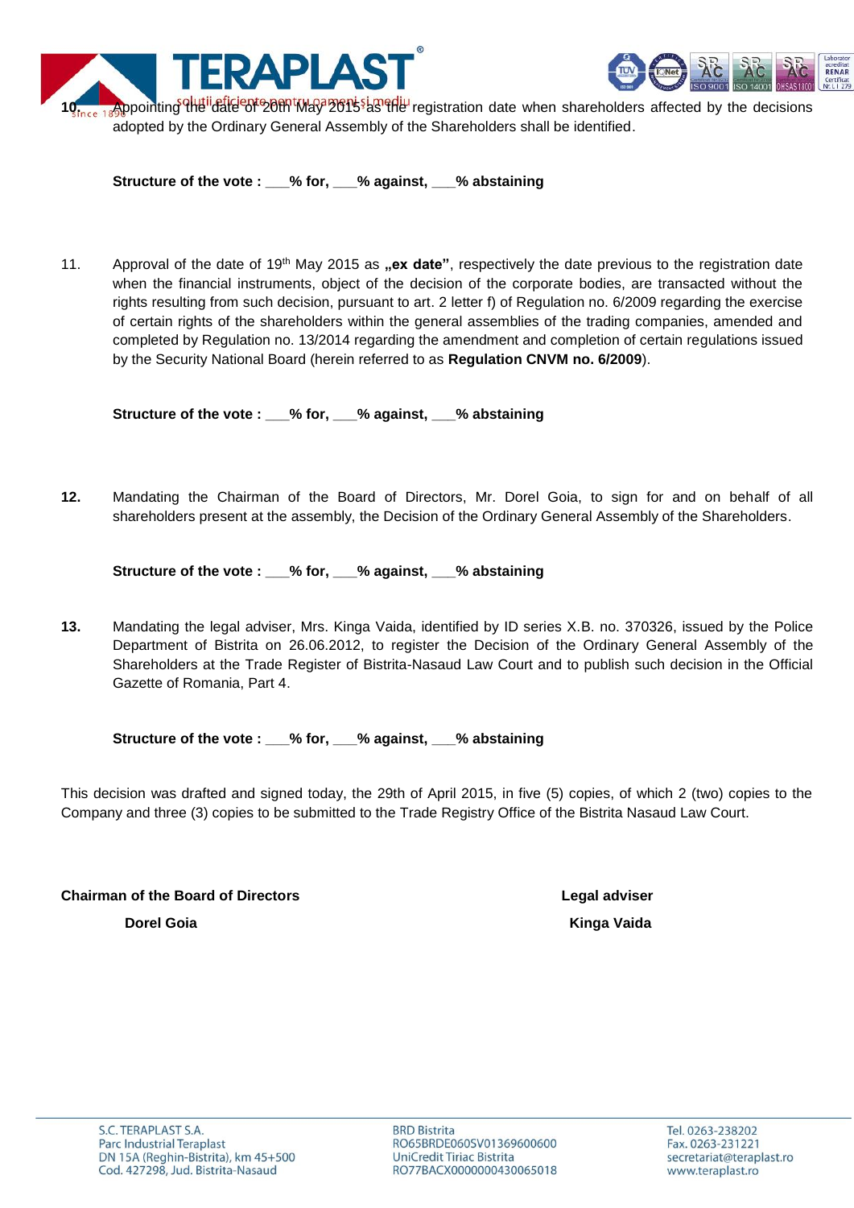**10.** Appointing the date of 20th May 2015 as the registration date when shareholders affected by the decisions adopted by the Ordinary General Assembly of the Shareholders shall be identified.

**Structure of the vote : ___% for, ___% against, ___% abstaining**

11. Approval of the date of 19th May 2015 as **„ex date"**, respectively the date previous to the registration date when the financial instruments, object of the decision of the corporate bodies, are transacted without the rights resulting from such decision, pursuant to art. 2 letter f) of Regulation no. 6/2009 regarding the exercise of certain rights of the shareholders within the general assemblies of the trading companies, amended and completed by Regulation no. 13/2014 regarding the amendment and completion of certain regulations issued by the Security National Board (herein referred to as **Regulation CNVM no. 6/2009**).

**Structure of the vote : ___% for, ___% against, ___% abstaining**

**12.** Mandating the Chairman of the Board of Directors, Mr. Dorel Goia, to sign for and on behalf of all shareholders present at the assembly, the Decision of the Ordinary General Assembly of the Shareholders.

**Structure of the vote : ___% for, ___% against, ___% abstaining**

**13.** Mandating the legal adviser, Mrs. Kinga Vaida, identified by ID series X.B. no. 370326, issued by the Police Department of Bistrita on 26.06.2012, to register the Decision of the Ordinary General Assembly of the Shareholders at the Trade Register of Bistrita-Nasaud Law Court and to publish such decision in the Official Gazette of Romania, Part 4.

**Structure of the vote : ___% for, ___% against, ___% abstaining**

This decision was drafted and signed today, the 29th of April 2015, in five (5) copies, of which 2 (two) copies to the Company and three (3) copies to be submitted to the Trade Registry Office of the Bistrita Nasaud Law Court.

**Chairman of the Board of Directors**
**Dorel Goia**

**Legal adviser**
**Kinga Vaida**